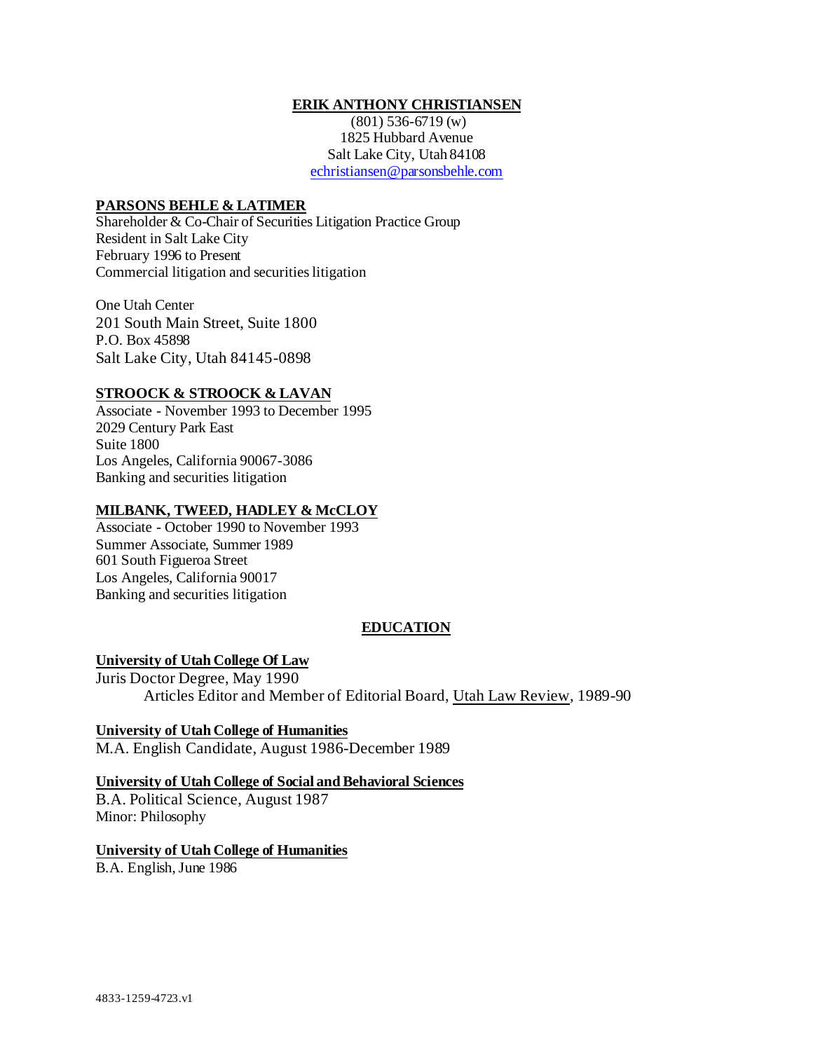**ERIK ANTHONY CHRISTIANSEN**

(801) 536-6719 (w)
1825 Hubbard Avenue
Salt Lake City, Utah 84108
echristiansen@parsonsbehle.com

**PARSONS BEHLE & LATIMER**

Shareholder & Co-Chair of Securities Litigation Practice Group
Resident in Salt Lake City
February 1996 to Present
Commercial litigation and securities litigation

One Utah Center
201 South Main Street, Suite 1800
P.O. Box 45898
Salt Lake City, Utah 84145-0898

**STROOCK & STROOCK & LAVAN**

Associate - November 1993 to December 1995
2029 Century Park East
Suite 1800
Los Angeles, California 90067-3086
Banking and securities litigation

**MILBANK, TWEED, HADLEY & McCLOY**

Associate - October 1990 to November 1993
Summer Associate, Summer 1989
601 South Figueroa Street
Los Angeles, California 90017
Banking and securities litigation

## EDUCATION

**University of Utah College Of Law**

Juris Doctor Degree, May 1990

Articles Editor and Member of Editorial Board, Utah Law Review, 1989-90

**University of Utah College of Humanities**

M.A. English Candidate, August 1986-December 1989

**University of Utah College of Social and Behavioral Sciences**

B.A. Political Science, August 1987
Minor: Philosophy

**University of Utah College of Humanities**

B.A. English, June 1986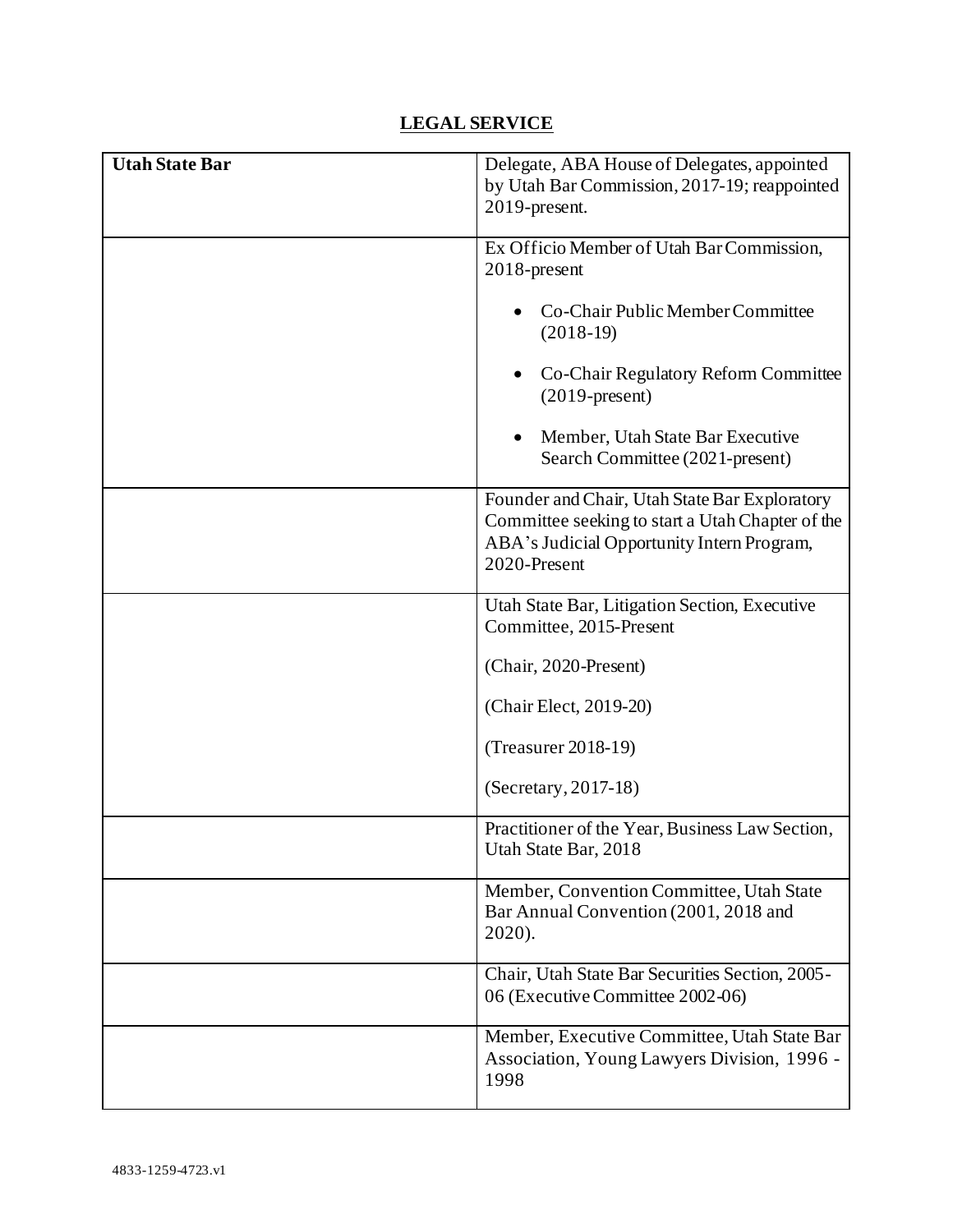## LEGAL SERVICE

| Utah State Bar | Delegate, ABA House of Delegates, appointed by Utah Bar Commission, 2017-19; reappointed 2019-present. |
|---|---|
| | Ex Officio Member of Utah Bar Commission, 2018-present<br>• Co-Chair Public Member Committee (2018-19)<br>• Co-Chair Regulatory Reform Committee (2019-present)<br>• Member, Utah State Bar Executive Search Committee (2021-present) |
| | Founder and Chair, Utah State Bar Exploratory Committee seeking to start a Utah Chapter of the ABA's Judicial Opportunity Intern Program, 2020-Present |
| | Utah State Bar, Litigation Section, Executive Committee, 2015-Present<br>(Chair, 2020-Present)<br>(Chair Elect, 2019-20)<br>(Treasurer 2018-19)<br>(Secretary, 2017-18) |
| | Practitioner of the Year, Business Law Section, Utah State Bar, 2018 |
| | Member, Convention Committee, Utah State Bar Annual Convention (2001, 2018 and 2020). |
| | Chair, Utah State Bar Securities Section, 2005-06 (Executive Committee 2002-06) |
| | Member, Executive Committee, Utah State Bar Association, Young Lawyers Division, 1996 - 1998 |

4833-1259-4723.v1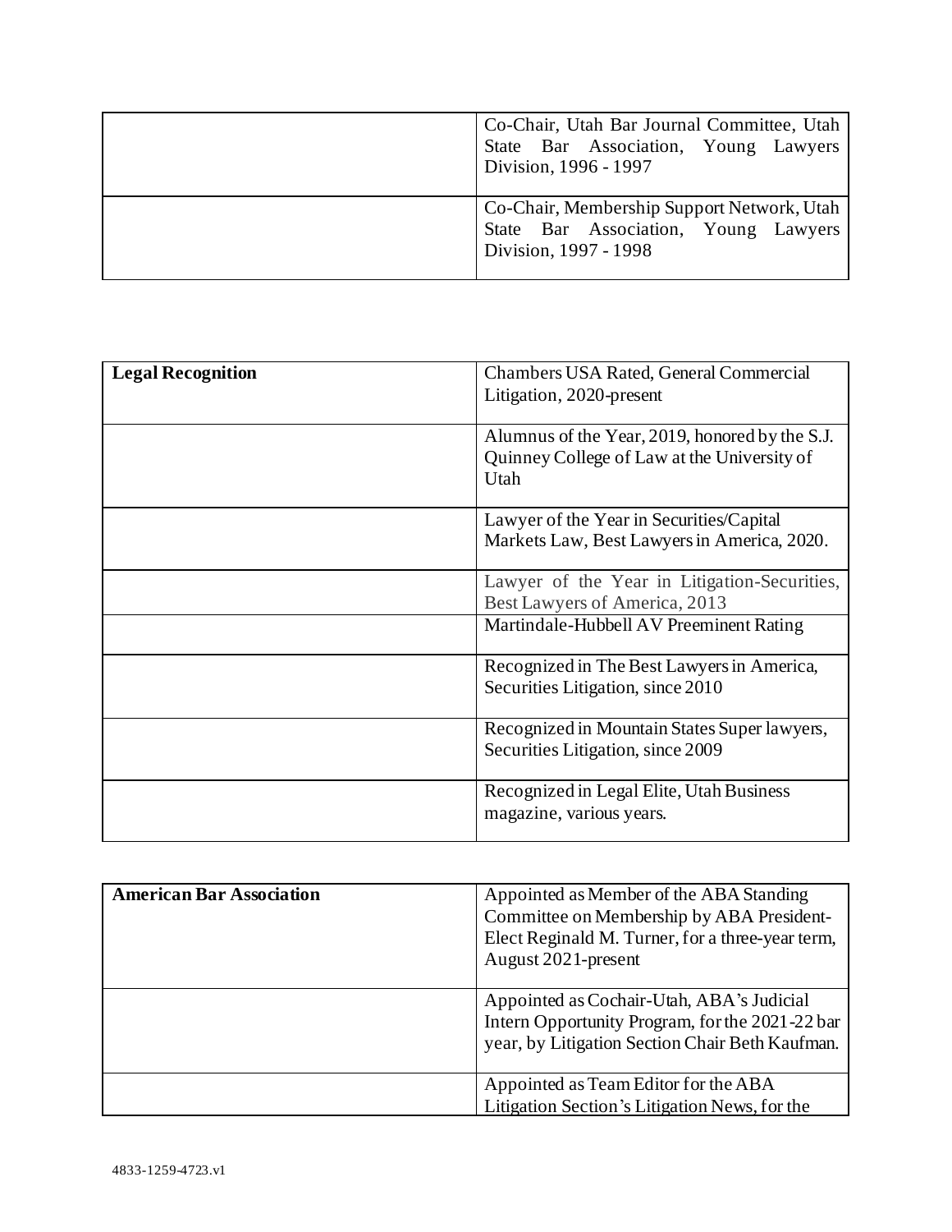| | |
|---|---|
| | Co-Chair, Utah Bar Journal Committee, Utah State Bar Association, Young Lawyers Division, 1996 - 1997 |
| | Co-Chair, Membership Support Network, Utah State Bar Association, Young Lawyers Division, 1997 - 1998 |

| | |
|---|---|
| **Legal Recognition** | Chambers USA Rated, General Commercial Litigation, 2020-present |
| | Alumnus of the Year, 2019, honored by the S.J. Quinney College of Law at the University of Utah |
| | Lawyer of the Year in Securities/Capital Markets Law, Best Lawyers in America, 2020. |
| | Lawyer of the Year in Litigation-Securities, Best Lawyers of America, 2013 |
| | Martindale-Hubbell AV Preeminent Rating |
| | Recognized in The Best Lawyers in America, Securities Litigation, since 2010 |
| | Recognized in Mountain States Super lawyers, Securities Litigation, since 2009 |
| | Recognized in Legal Elite, Utah Business magazine, various years. |

| | |
|---|---|
| **American Bar Association** | Appointed as Member of the ABA Standing Committee on Membership by ABA President-Elect Reginald M. Turner, for a three-year term, August 2021-present |
| | Appointed as Cochair-Utah, ABA's Judicial Intern Opportunity Program, for the 2021-22 bar year, by Litigation Section Chair Beth Kaufman. |
| | Appointed as Team Editor for the ABA Litigation Section's Litigation News, for the |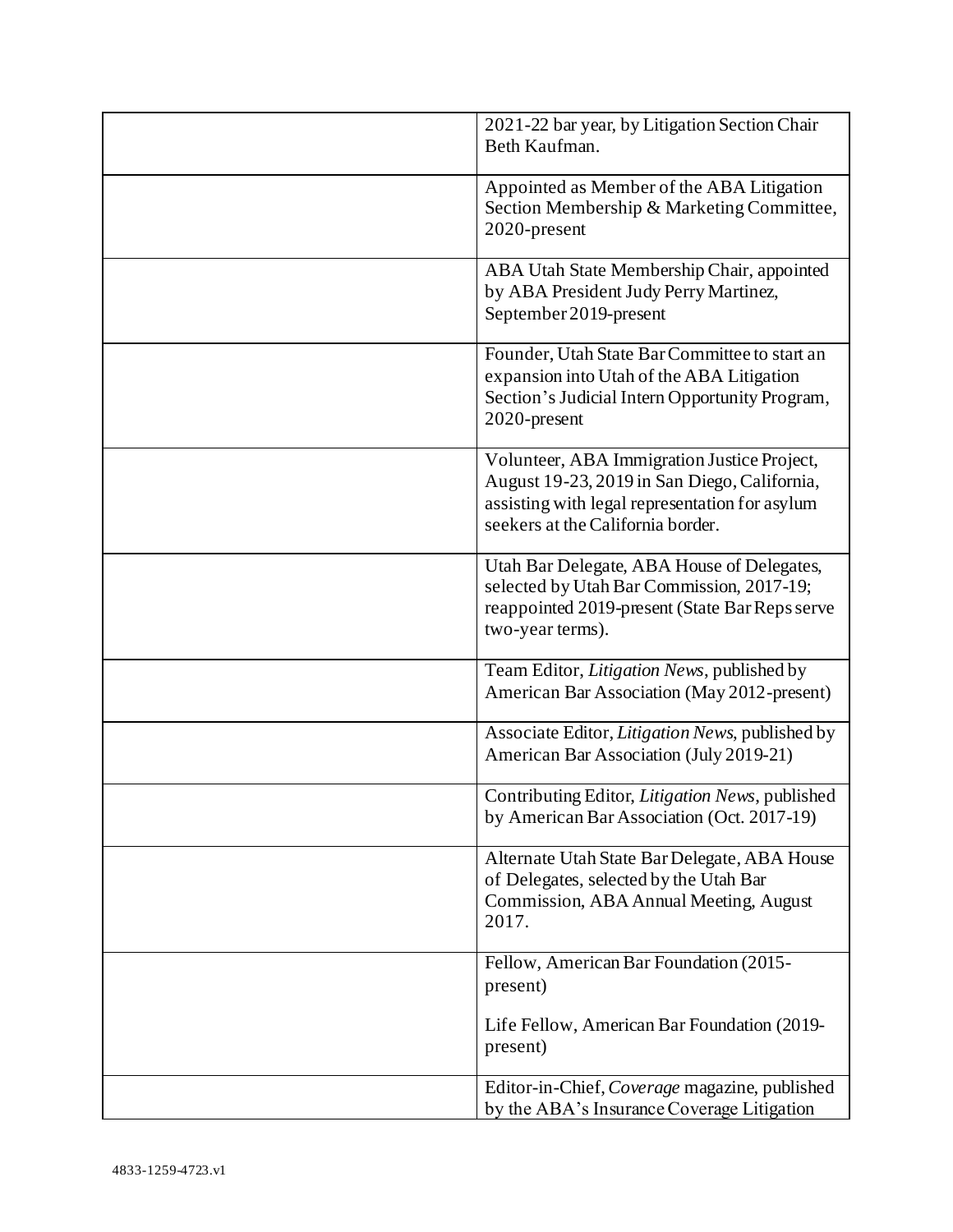| | |
|---|---|
| | 2021-22 bar year, by Litigation Section Chair Beth Kaufman. |
| | Appointed as Member of the ABA Litigation Section Membership & Marketing Committee, 2020-present |
| | ABA Utah State Membership Chair, appointed by ABA President Judy Perry Martinez, September 2019-present |
| | Founder, Utah State Bar Committee to start an expansion into Utah of the ABA Litigation Section's Judicial Intern Opportunity Program, 2020-present |
| | Volunteer, ABA Immigration Justice Project, August 19-23, 2019 in San Diego, California, assisting with legal representation for asylum seekers at the California border. |
| | Utah Bar Delegate, ABA House of Delegates, selected by Utah Bar Commission, 2017-19; reappointed 2019-present (State Bar Reps serve two-year terms). |
| | Team Editor, *Litigation News*, published by American Bar Association (May 2012-present) |
| | Associate Editor, *Litigation News*, published by American Bar Association (July 2019-21) |
| | Contributing Editor, *Litigation News*, published by American Bar Association (Oct. 2017-19) |
| | Alternate Utah State Bar Delegate, ABA House of Delegates, selected by the Utah Bar Commission, ABA Annual Meeting, August 2017. |
| | Fellow, American Bar Foundation (2015-present)<br><br>Life Fellow, American Bar Foundation (2019-present) |
| | Editor-in-Chief, *Coverage* magazine, published by the ABA's Insurance Coverage Litigation |

4833-1259-4723.v1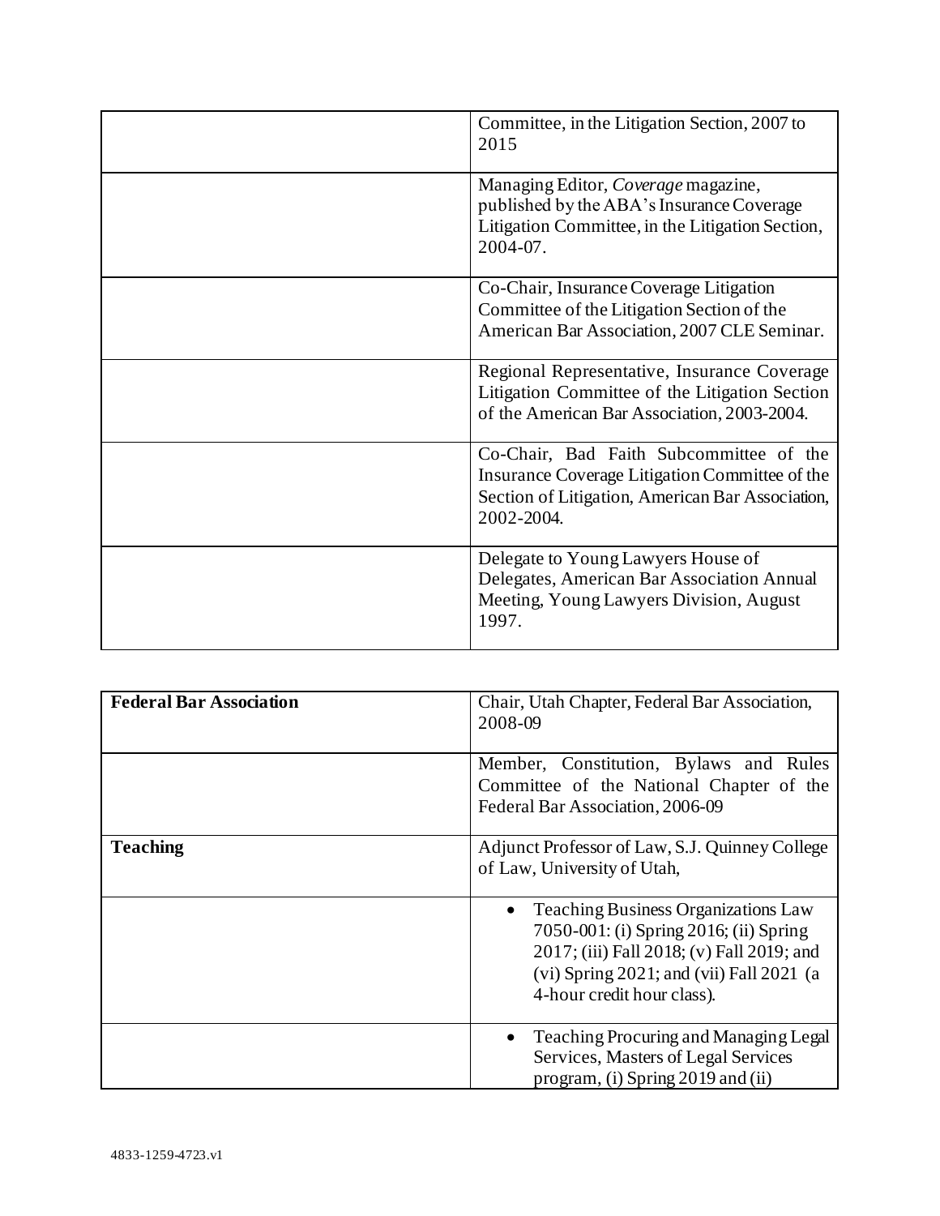| | |
|---|---|
| | Committee, in the Litigation Section, 2007 to 2015 |
| | Managing Editor, *Coverage* magazine, published by the ABA's Insurance Coverage Litigation Committee, in the Litigation Section, 2004-07. |
| | Co-Chair, Insurance Coverage Litigation Committee of the Litigation Section of the American Bar Association, 2007 CLE Seminar. |
| | Regional Representative, Insurance Coverage Litigation Committee of the Litigation Section of the American Bar Association, 2003-2004. |
| | Co-Chair, Bad Faith Subcommittee of the Insurance Coverage Litigation Committee of the Section of Litigation, American Bar Association, 2002-2004. |
| | Delegate to Young Lawyers House of Delegates, American Bar Association Annual Meeting, Young Lawyers Division, August 1997. |

| | |
|---|---|
| **Federal Bar Association** | Chair, Utah Chapter, Federal Bar Association, 2008-09 |
| | Member, Constitution, Bylaws and Rules Committee of the National Chapter of the Federal Bar Association, 2006-09 |
| **Teaching** | Adjunct Professor of Law, S.J. Quinney College of Law, University of Utah, |
| | • Teaching Business Organizations Law 7050-001: (i) Spring 2016; (ii) Spring 2017; (iii) Fall 2018; (v) Fall 2019; and (vi) Spring 2021; and (vii) Fall 2021 (a 4-hour credit hour class). |
| | • Teaching Procuring and Managing Legal Services, Masters of Legal Services program, (i) Spring 2019 and (ii) |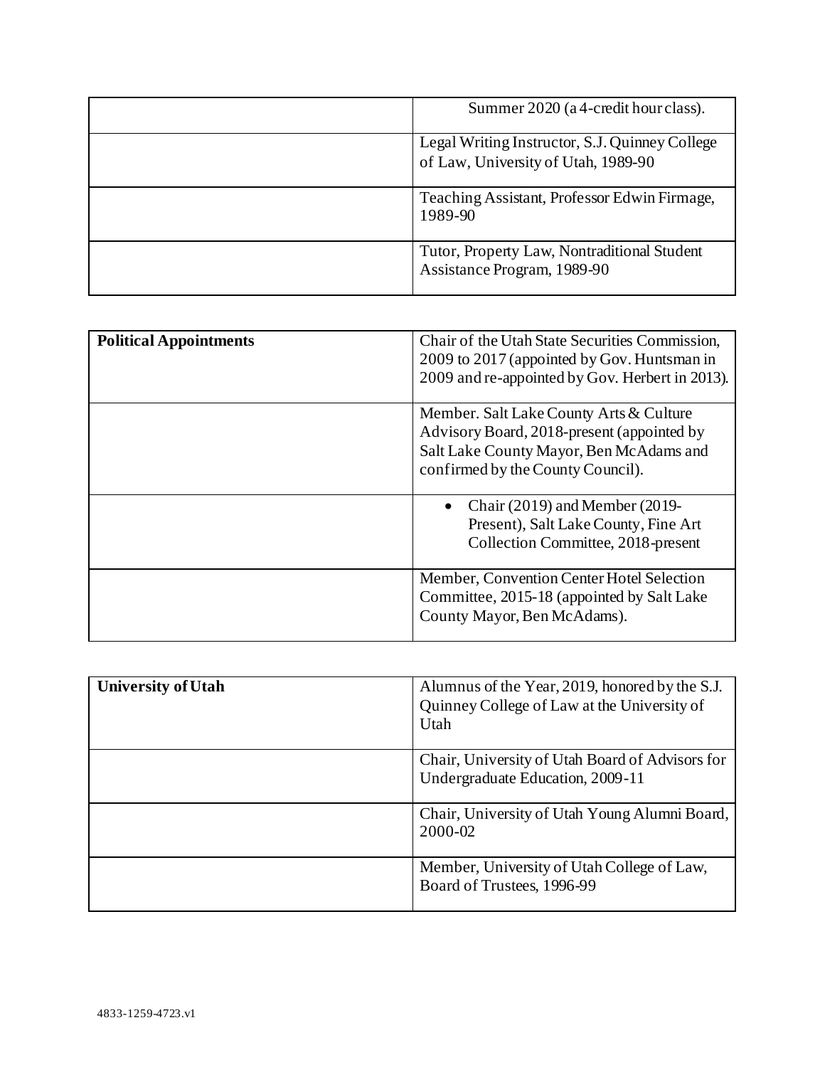| | |
|---|---|
| | Summer 2020 (a 4-credit hour class). |
| | Legal Writing Instructor, S.J. Quinney College of Law, University of Utah, 1989-90 |
| | Teaching Assistant, Professor Edwin Firmage, 1989-90 |
| | Tutor, Property Law, Nontraditional Student Assistance Program, 1989-90 |

| | |
|---|---|
| **Political Appointments** | Chair of the Utah State Securities Commission, 2009 to 2017 (appointed by Gov. Huntsman in 2009 and re-appointed by Gov. Herbert in 2013). |
| | Member. Salt Lake County Arts & Culture Advisory Board, 2018-present (appointed by Salt Lake County Mayor, Ben McAdams and confirmed by the County Council). |
| | • Chair (2019) and Member (2019-Present), Salt Lake County, Fine Art Collection Committee, 2018-present |
| | Member, Convention Center Hotel Selection Committee, 2015-18 (appointed by Salt Lake County Mayor, Ben McAdams). |

| | |
|---|---|
| **University of Utah** | Alumnus of the Year, 2019, honored by the S.J. Quinney College of Law at the University of Utah |
| | Chair, University of Utah Board of Advisors for Undergraduate Education, 2009-11 |
| | Chair, University of Utah Young Alumni Board, 2000-02 |
| | Member, University of Utah College of Law, Board of Trustees, 1996-99 |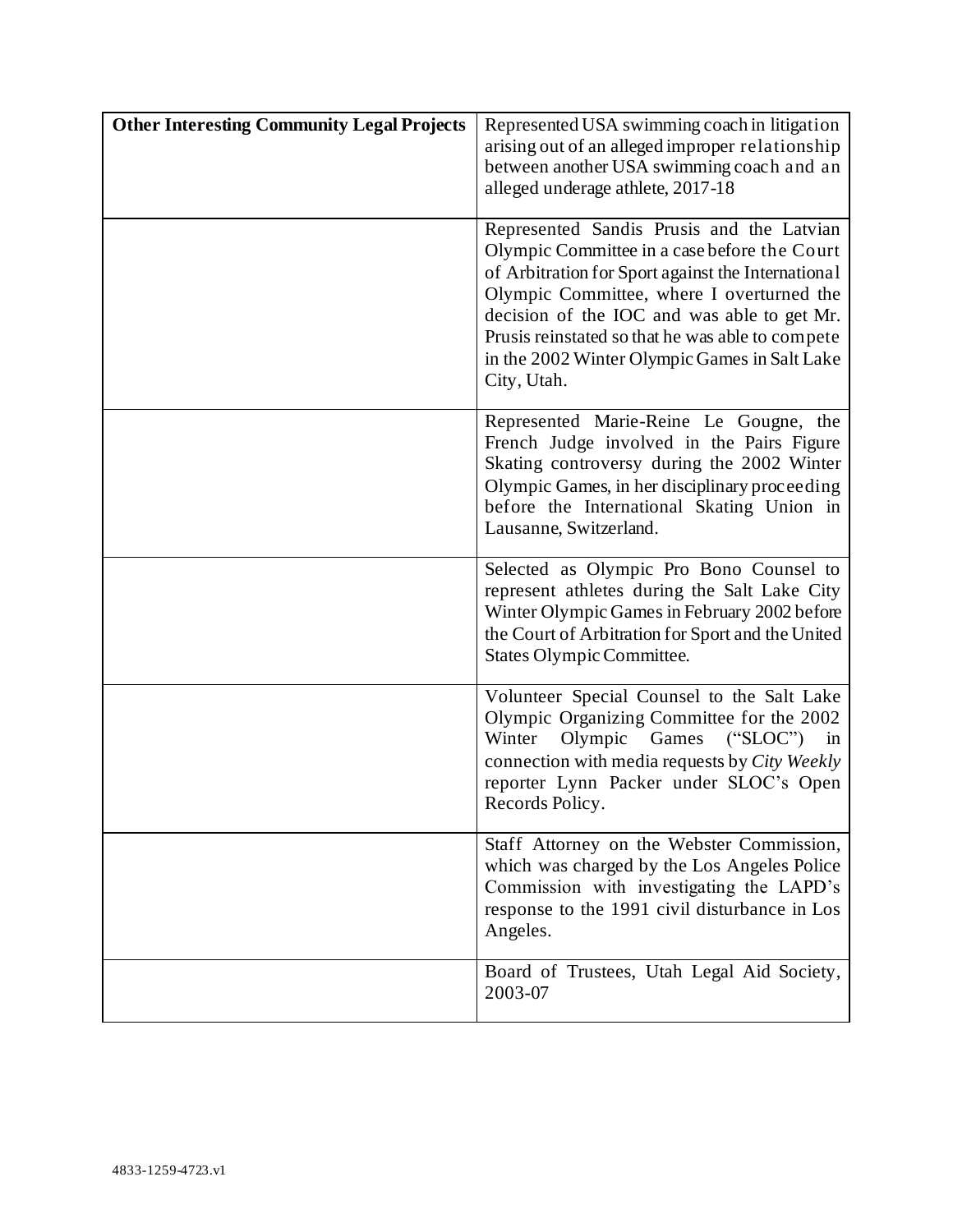| **Other Interesting Community Legal Projects** | Represented USA swimming coach in litigation arising out of an alleged improper relationship between another USA swimming coach and an alleged underage athlete, 2017-18 |
|---|---|
| | Represented Sandis Prusis and the Latvian Olympic Committee in a case before the Court of Arbitration for Sport against the International Olympic Committee, where I overturned the decision of the IOC and was able to get Mr. Prusis reinstated so that he was able to compete in the 2002 Winter Olympic Games in Salt Lake City, Utah. |
| | Represented Marie-Reine Le Gougne, the French Judge involved in the Pairs Figure Skating controversy during the 2002 Winter Olympic Games, in her disciplinary proceeding before the International Skating Union in Lausanne, Switzerland. |
| | Selected as Olympic Pro Bono Counsel to represent athletes during the Salt Lake City Winter Olympic Games in February 2002 before the Court of Arbitration for Sport and the United States Olympic Committee. |
| | Volunteer Special Counsel to the Salt Lake Olympic Organizing Committee for the 2002 Winter Olympic Games ("SLOC") in connection with media requests by *City Weekly* reporter Lynn Packer under SLOC's Open Records Policy. |
| | Staff Attorney on the Webster Commission, which was charged by the Los Angeles Police Commission with investigating the LAPD's response to the 1991 civil disturbance in Los Angeles. |
| | Board of Trustees, Utah Legal Aid Society, 2003-07 |

4833-1259-4723.v1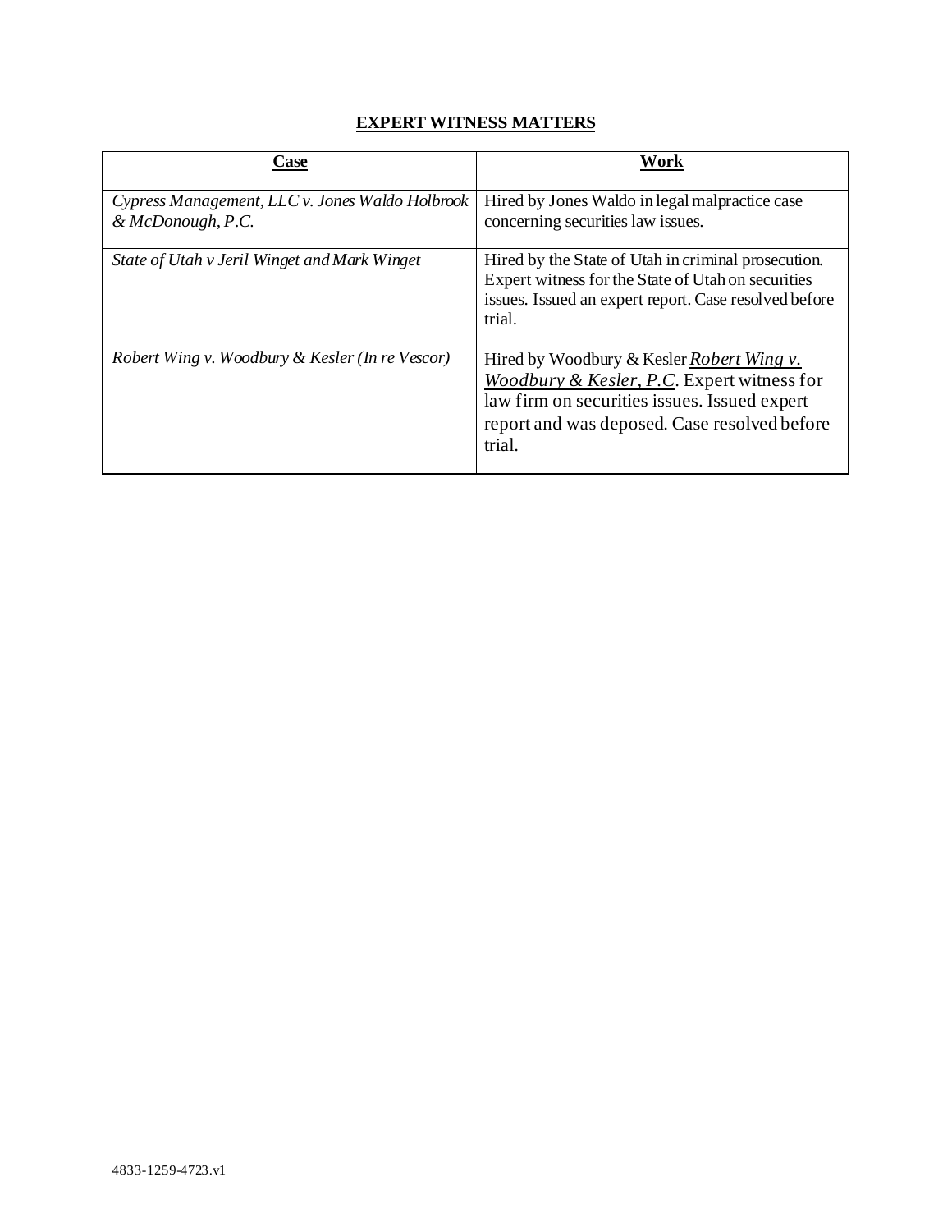## EXPERT WITNESS MATTERS

| Case | Work |
|---|---|
| *Cypress Management, LLC v. Jones Waldo Holbrook & McDonough, P.C.* | Hired by Jones Waldo in legal malpractice case concerning securities law issues. |
| *State of Utah v Jeril Winget and Mark Winget* | Hired by the State of Utah in criminal prosecution. Expert witness for the State of Utah on securities issues. Issued an expert report. Case resolved before trial. |
| *Robert Wing v. Woodbury & Kesler (In re Vescor)* | Hired by Woodbury & Kesler *Robert Wing v. Woodbury & Kesler, P.C*. Expert witness for law firm on securities issues. Issued expert report and was deposed. Case resolved before trial. |

4833-1259-4723.v1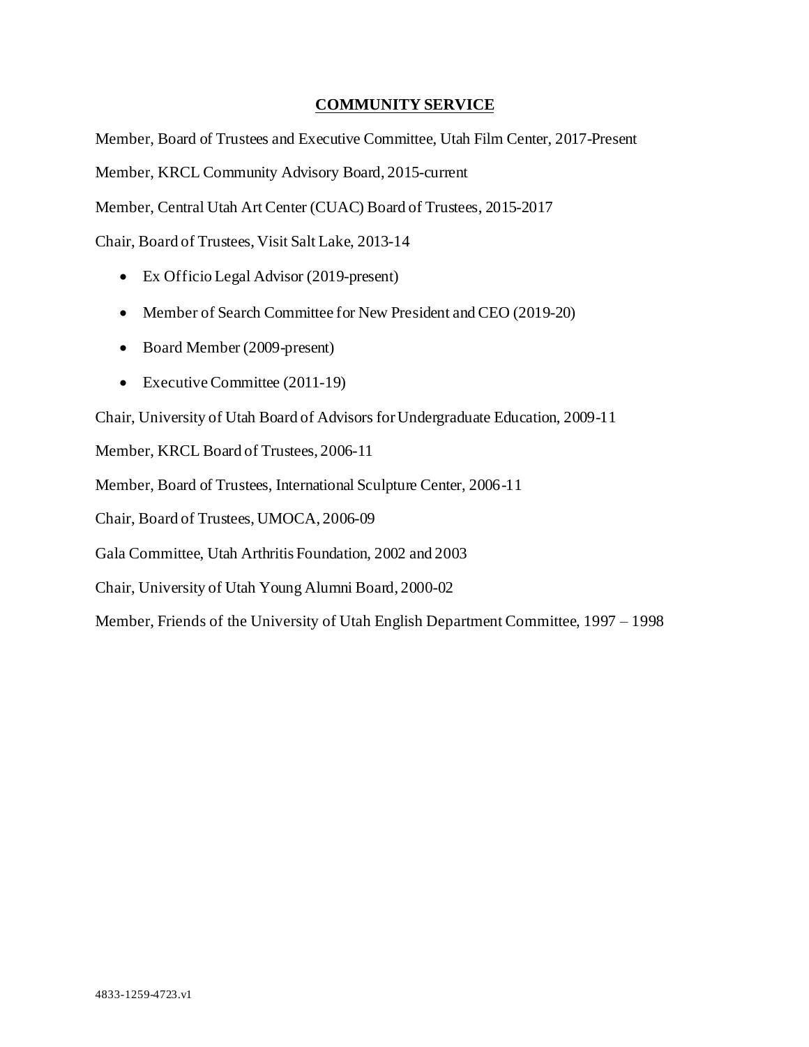## COMMUNITY SERVICE

Member, Board of Trustees and Executive Committee, Utah Film Center, 2017-Present

Member, KRCL Community Advisory Board, 2015-current

Member, Central Utah Art Center (CUAC) Board of Trustees, 2015-2017

Chair, Board of Trustees, Visit Salt Lake, 2013-14

- Ex Officio Legal Advisor (2019-present)
- Member of Search Committee for New President and CEO (2019-20)
- Board Member (2009-present)
- Executive Committee (2011-19)

Chair, University of Utah Board of Advisors for Undergraduate Education, 2009-11

Member, KRCL Board of Trustees, 2006-11

Member, Board of Trustees, International Sculpture Center, 2006-11

Chair, Board of Trustees, UMOCA, 2006-09

Gala Committee, Utah Arthritis Foundation, 2002 and 2003

Chair, University of Utah Young Alumni Board, 2000-02

Member, Friends of the University of Utah English Department Committee, 1997 – 1998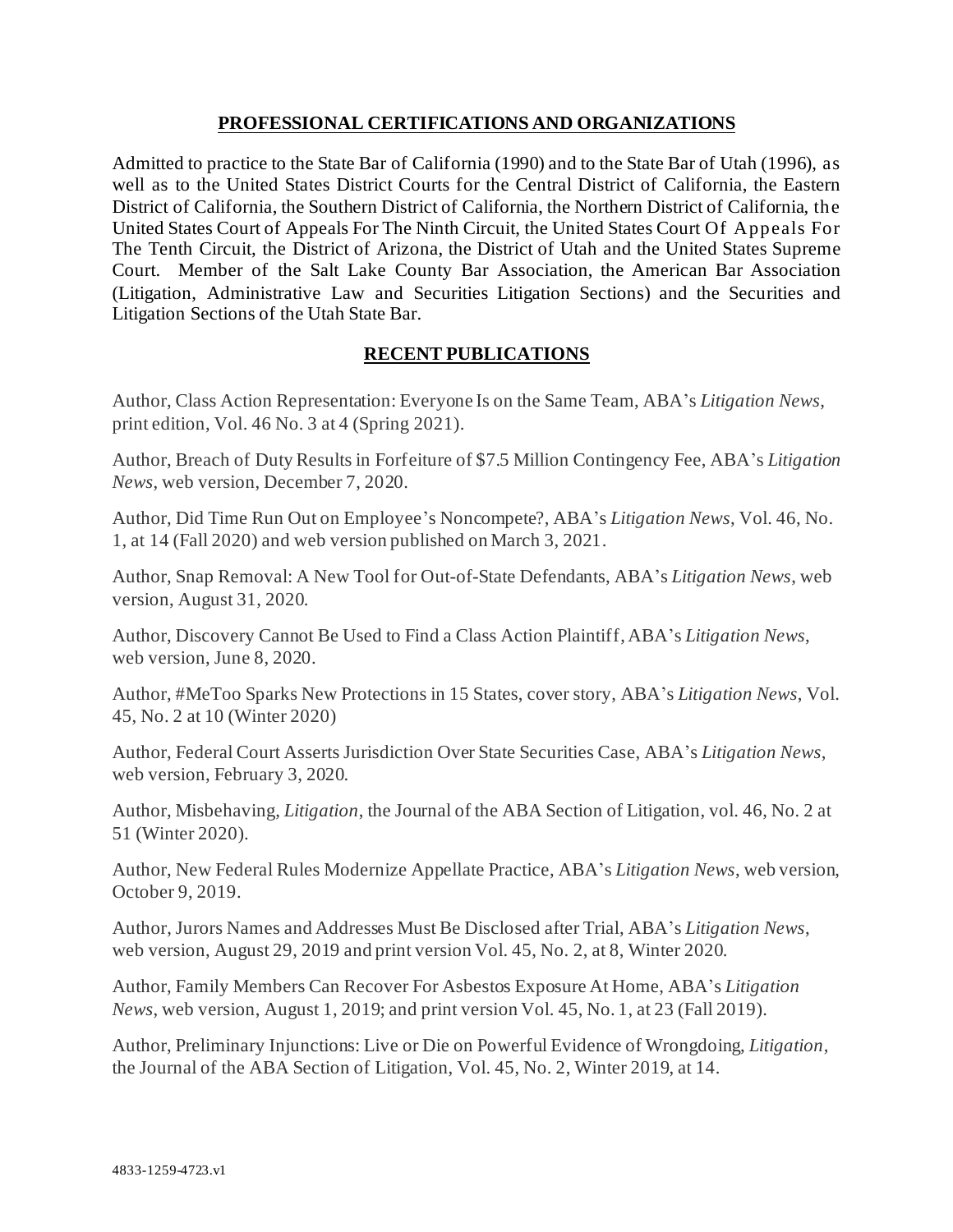## PROFESSIONAL CERTIFICATIONS AND ORGANIZATIONS

Admitted to practice to the State Bar of California (1990) and to the State Bar of Utah (1996), as well as to the United States District Courts for the Central District of California, the Eastern District of California, the Southern District of California, the Northern District of California, the United States Court of Appeals For The Ninth Circuit, the United States Court Of Appeals For The Tenth Circuit, the District of Arizona, the District of Utah and the United States Supreme Court. Member of the Salt Lake County Bar Association, the American Bar Association (Litigation, Administrative Law and Securities Litigation Sections) and the Securities and Litigation Sections of the Utah State Bar.

## RECENT PUBLICATIONS

Author, Class Action Representation: Everyone Is on the Same Team, ABA's *Litigation News*, print edition, Vol. 46 No. 3 at 4 (Spring 2021).

Author, Breach of Duty Results in Forfeiture of $7.5 Million Contingency Fee, ABA's *Litigation News*, web version, December 7, 2020.

Author, Did Time Run Out on Employee's Noncompete?, ABA's *Litigation News*, Vol. 46, No. 1, at 14 (Fall 2020) and web version published on March 3, 2021.

Author, Snap Removal: A New Tool for Out-of-State Defendants, ABA's *Litigation News*, web version, August 31, 2020.

Author, Discovery Cannot Be Used to Find a Class Action Plaintiff, ABA's *Litigation News*, web version, June 8, 2020.

Author, #MeToo Sparks New Protections in 15 States, cover story, ABA's *Litigation News*, Vol. 45, No. 2 at 10 (Winter 2020)

Author, Federal Court Asserts Jurisdiction Over State Securities Case, ABA's *Litigation News*, web version, February 3, 2020.

Author, Misbehaving, *Litigation*, the Journal of the ABA Section of Litigation, vol. 46, No. 2 at 51 (Winter 2020).

Author, New Federal Rules Modernize Appellate Practice, ABA's *Litigation News*, web version, October 9, 2019.

Author, Jurors Names and Addresses Must Be Disclosed after Trial, ABA's *Litigation News*, web version, August 29, 2019 and print version Vol. 45, No. 2, at 8, Winter 2020.

Author, Family Members Can Recover For Asbestos Exposure At Home, ABA's *Litigation News*, web version, August 1, 2019; and print version Vol. 45, No. 1, at 23 (Fall 2019).

Author, Preliminary Injunctions: Live or Die on Powerful Evidence of Wrongdoing, *Litigation*, the Journal of the ABA Section of Litigation, Vol. 45, No. 2, Winter 2019, at 14.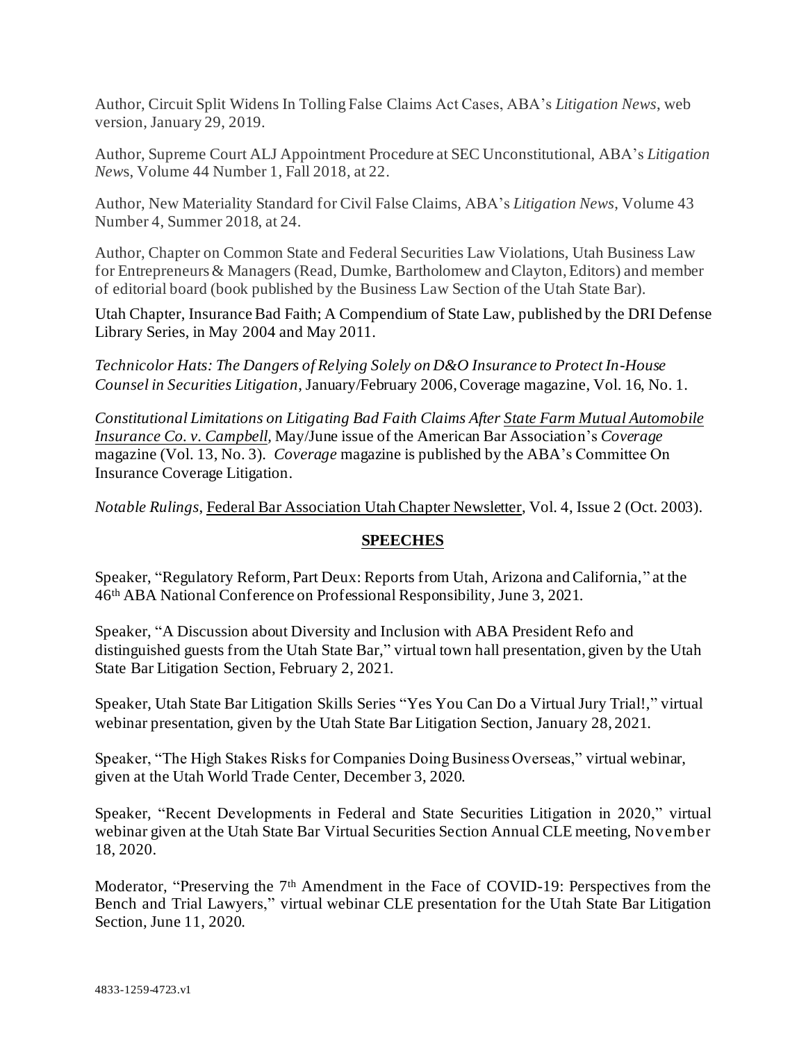Author, Circuit Split Widens In Tolling False Claims Act Cases, ABA's *Litigation News*, web version, January 29, 2019.

Author, Supreme Court ALJ Appointment Procedure at SEC Unconstitutional, ABA's *Litigation News*, Volume 44 Number 1, Fall 2018, at 22.

Author, New Materiality Standard for Civil False Claims, ABA's *Litigation News*, Volume 43 Number 4, Summer 2018, at 24.

Author, Chapter on Common State and Federal Securities Law Violations, Utah Business Law for Entrepreneurs & Managers (Read, Dumke, Bartholomew and Clayton, Editors) and member of editorial board (book published by the Business Law Section of the Utah State Bar).

Utah Chapter, Insurance Bad Faith; A Compendium of State Law, published by the DRI Defense Library Series, in May 2004 and May 2011.

*Technicolor Hats: The Dangers of Relying Solely on D&O Insurance to Protect In-House Counsel in Securities Litigation*, January/February 2006, Coverage magazine, Vol. 16, No. 1.

*Constitutional Limitations on Litigating Bad Faith Claims After State Farm Mutual Automobile Insurance Co. v. Campbell,* May/June issue of the American Bar Association's *Coverage* magazine (Vol. 13, No. 3). *Coverage* magazine is published by the ABA's Committee On Insurance Coverage Litigation.

*Notable Rulings*, Federal Bar Association Utah Chapter Newsletter, Vol. 4, Issue 2 (Oct. 2003).

## SPEECHES

Speaker, "Regulatory Reform, Part Deux: Reports from Utah, Arizona and California," at the 46th ABA National Conference on Professional Responsibility, June 3, 2021.

Speaker, "A Discussion about Diversity and Inclusion with ABA President Refo and distinguished guests from the Utah State Bar," virtual town hall presentation, given by the Utah State Bar Litigation Section, February 2, 2021.

Speaker, Utah State Bar Litigation Skills Series "Yes You Can Do a Virtual Jury Trial!," virtual webinar presentation, given by the Utah State Bar Litigation Section, January 28, 2021.

Speaker, "The High Stakes Risks for Companies Doing Business Overseas," virtual webinar, given at the Utah World Trade Center, December 3, 2020.

Speaker, "Recent Developments in Federal and State Securities Litigation in 2020," virtual webinar given at the Utah State Bar Virtual Securities Section Annual CLE meeting, November 18, 2020.

Moderator, "Preserving the 7th Amendment in the Face of COVID-19: Perspectives from the Bench and Trial Lawyers," virtual webinar CLE presentation for the Utah State Bar Litigation Section, June 11, 2020.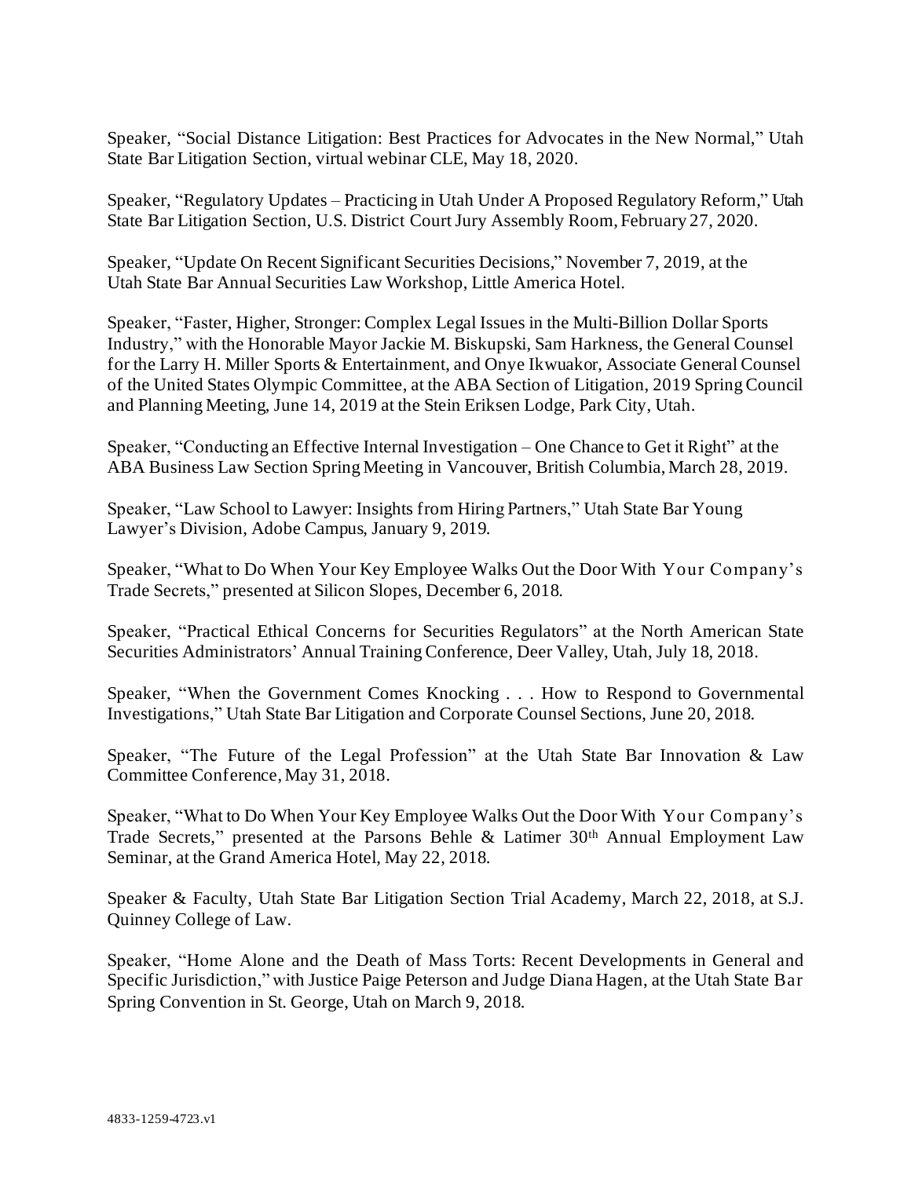Speaker, "Social Distance Litigation: Best Practices for Advocates in the New Normal," Utah State Bar Litigation Section, virtual webinar CLE, May 18, 2020.

Speaker, "Regulatory Updates – Practicing in Utah Under A Proposed Regulatory Reform," Utah State Bar Litigation Section, U.S. District Court Jury Assembly Room, February 27, 2020.

Speaker, "Update On Recent Significant Securities Decisions," November 7, 2019, at the Utah State Bar Annual Securities Law Workshop, Little America Hotel.

Speaker, "Faster, Higher, Stronger: Complex Legal Issues in the Multi-Billion Dollar Sports Industry," with the Honorable Mayor Jackie M. Biskupski, Sam Harkness, the General Counsel for the Larry H. Miller Sports & Entertainment, and Onye Ikwuakor, Associate General Counsel of the United States Olympic Committee, at the ABA Section of Litigation, 2019 Spring Council and Planning Meeting, June 14, 2019 at the Stein Eriksen Lodge, Park City, Utah.

Speaker, "Conducting an Effective Internal Investigation – One Chance to Get it Right" at the ABA Business Law Section Spring Meeting in Vancouver, British Columbia, March 28, 2019.

Speaker, "Law School to Lawyer: Insights from Hiring Partners," Utah State Bar Young Lawyer's Division, Adobe Campus, January 9, 2019.

Speaker, "What to Do When Your Key Employee Walks Out the Door With Your Company's Trade Secrets," presented at Silicon Slopes, December 6, 2018.

Speaker, "Practical Ethical Concerns for Securities Regulators" at the North American State Securities Administrators' Annual Training Conference, Deer Valley, Utah, July 18, 2018.

Speaker, "When the Government Comes Knocking . . . How to Respond to Governmental Investigations," Utah State Bar Litigation and Corporate Counsel Sections, June 20, 2018.

Speaker, "The Future of the Legal Profession" at the Utah State Bar Innovation & Law Committee Conference, May 31, 2018.

Speaker, "What to Do When Your Key Employee Walks Out the Door With Your Company's Trade Secrets," presented at the Parsons Behle & Latimer 30th Annual Employment Law Seminar, at the Grand America Hotel, May 22, 2018.

Speaker & Faculty, Utah State Bar Litigation Section Trial Academy, March 22, 2018, at S.J. Quinney College of Law.

Speaker, "Home Alone and the Death of Mass Torts: Recent Developments in General and Specific Jurisdiction," with Justice Paige Peterson and Judge Diana Hagen, at the Utah State Bar Spring Convention in St. George, Utah on March 9, 2018.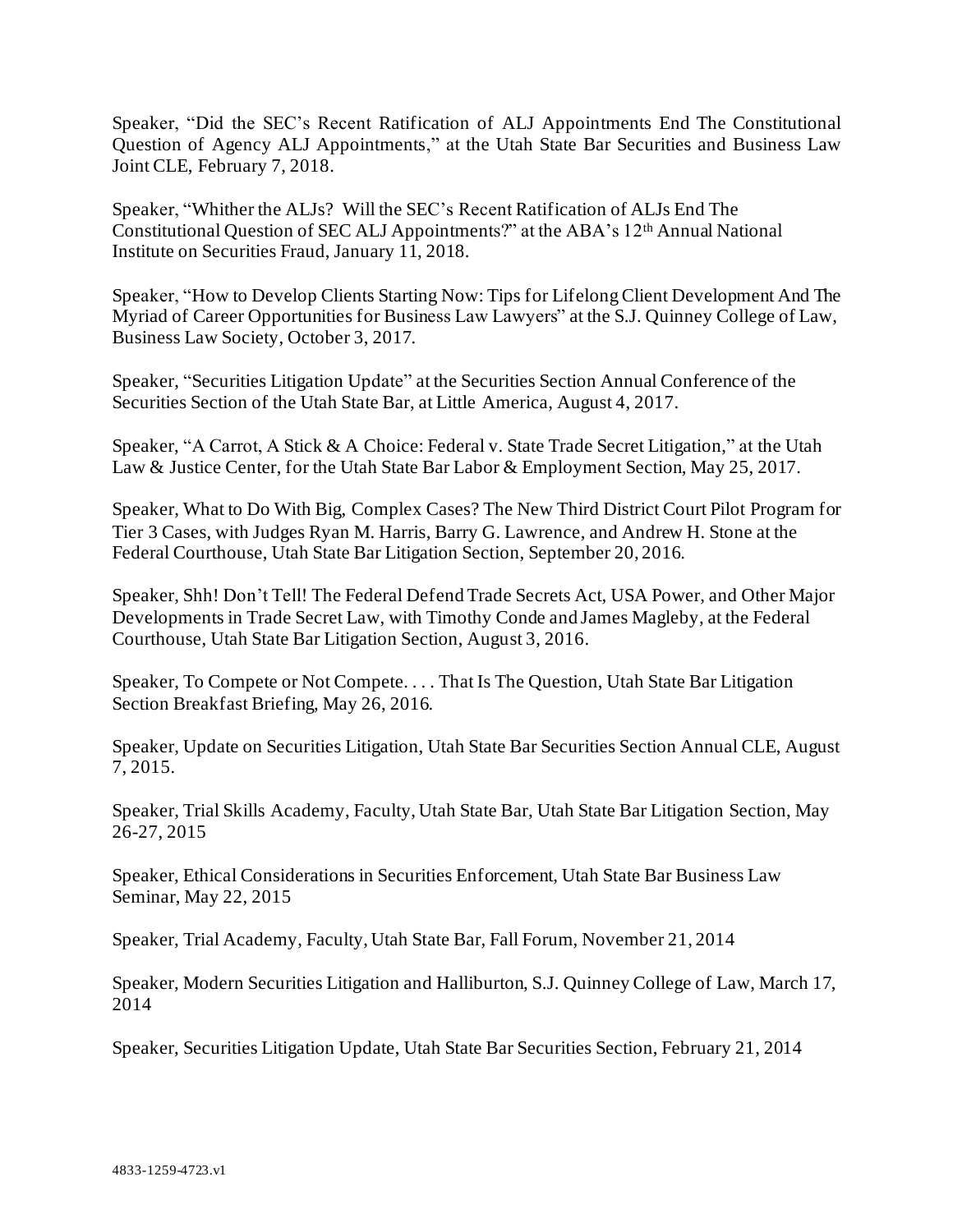Speaker, "Did the SEC's Recent Ratification of ALJ Appointments End The Constitutional Question of Agency ALJ Appointments," at the Utah State Bar Securities and Business Law Joint CLE, February 7, 2018.

Speaker, "Whither the ALJs? Will the SEC's Recent Ratification of ALJs End The Constitutional Question of SEC ALJ Appointments?" at the ABA's 12th Annual National Institute on Securities Fraud, January 11, 2018.

Speaker, "How to Develop Clients Starting Now: Tips for Lifelong Client Development And The Myriad of Career Opportunities for Business Law Lawyers" at the S.J. Quinney College of Law, Business Law Society, October 3, 2017.

Speaker, "Securities Litigation Update" at the Securities Section Annual Conference of the Securities Section of the Utah State Bar, at Little America, August 4, 2017.

Speaker, "A Carrot, A Stick & A Choice: Federal v. State Trade Secret Litigation," at the Utah Law & Justice Center, for the Utah State Bar Labor & Employment Section, May 25, 2017.

Speaker, What to Do With Big, Complex Cases? The New Third District Court Pilot Program for Tier 3 Cases, with Judges Ryan M. Harris, Barry G. Lawrence, and Andrew H. Stone at the Federal Courthouse, Utah State Bar Litigation Section, September 20, 2016.

Speaker, Shh! Don't Tell! The Federal Defend Trade Secrets Act, USA Power, and Other Major Developments in Trade Secret Law, with Timothy Conde and James Magleby, at the Federal Courthouse, Utah State Bar Litigation Section, August 3, 2016.

Speaker, To Compete or Not Compete. . . . That Is The Question, Utah State Bar Litigation Section Breakfast Briefing, May 26, 2016.

Speaker, Update on Securities Litigation, Utah State Bar Securities Section Annual CLE, August 7, 2015.

Speaker, Trial Skills Academy, Faculty, Utah State Bar, Utah State Bar Litigation Section, May 26-27, 2015

Speaker, Ethical Considerations in Securities Enforcement, Utah State Bar Business Law Seminar, May 22, 2015

Speaker, Trial Academy, Faculty, Utah State Bar, Fall Forum, November 21, 2014

Speaker, Modern Securities Litigation and Halliburton, S.J. Quinney College of Law, March 17, 2014

Speaker, Securities Litigation Update, Utah State Bar Securities Section, February 21, 2014

4833-1259-4723.v1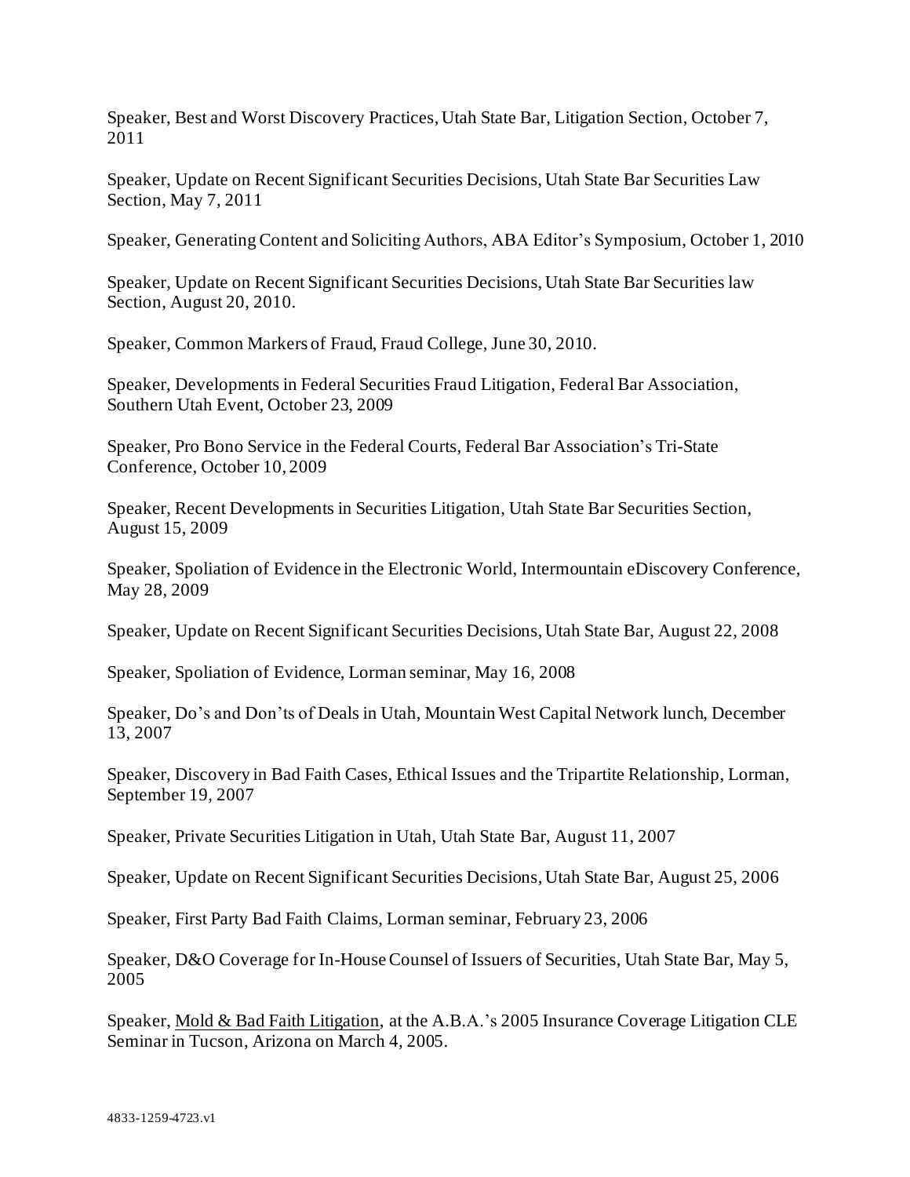Speaker, Best and Worst Discovery Practices, Utah State Bar, Litigation Section, October 7, 2011

Speaker, Update on Recent Significant Securities Decisions, Utah State Bar Securities Law Section, May 7, 2011

Speaker, Generating Content and Soliciting Authors, ABA Editor's Symposium, October 1, 2010

Speaker, Update on Recent Significant Securities Decisions, Utah State Bar Securities law Section, August 20, 2010.

Speaker, Common Markers of Fraud, Fraud College, June 30, 2010.

Speaker, Developments in Federal Securities Fraud Litigation, Federal Bar Association, Southern Utah Event, October 23, 2009

Speaker, Pro Bono Service in the Federal Courts, Federal Bar Association's Tri-State Conference, October 10, 2009

Speaker, Recent Developments in Securities Litigation, Utah State Bar Securities Section, August 15, 2009

Speaker, Spoliation of Evidence in the Electronic World, Intermountain eDiscovery Conference, May 28, 2009

Speaker, Update on Recent Significant Securities Decisions, Utah State Bar, August 22, 2008

Speaker, Spoliation of Evidence, Lorman seminar, May 16, 2008

Speaker, Do's and Don'ts of Deals in Utah, Mountain West Capital Network lunch, December 13, 2007

Speaker, Discovery in Bad Faith Cases, Ethical Issues and the Tripartite Relationship, Lorman, September 19, 2007

Speaker, Private Securities Litigation in Utah, Utah State Bar, August 11, 2007

Speaker, Update on Recent Significant Securities Decisions, Utah State Bar, August 25, 2006

Speaker, First Party Bad Faith Claims, Lorman seminar, February 23, 2006

Speaker, D&O Coverage for In-House Counsel of Issuers of Securities, Utah State Bar, May 5, 2005

Speaker, Mold & Bad Faith Litigation, at the A.B.A.'s 2005 Insurance Coverage Litigation CLE Seminar in Tucson, Arizona on March 4, 2005.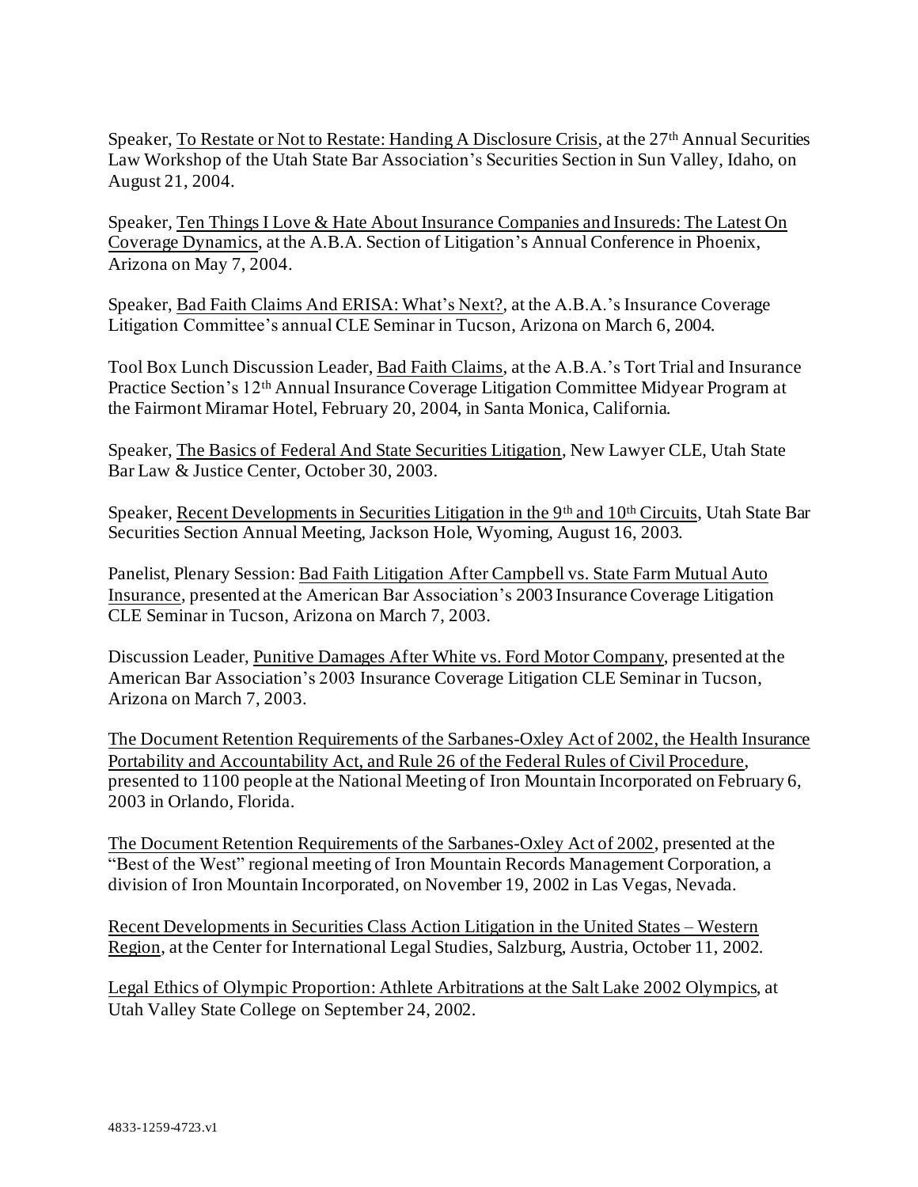Speaker, <u>To Restate or Not to Restate: Handing A Disclosure Crisis</u>, at the 27th Annual Securities Law Workshop of the Utah State Bar Association's Securities Section in Sun Valley, Idaho, on August 21, 2004.

Speaker, <u>Ten Things I Love & Hate About Insurance Companies and Insureds: The Latest On Coverage Dynamics</u>, at the A.B.A. Section of Litigation's Annual Conference in Phoenix, Arizona on May 7, 2004.

Speaker, <u>Bad Faith Claims And ERISA: What's Next?</u>, at the A.B.A.'s Insurance Coverage Litigation Committee's annual CLE Seminar in Tucson, Arizona on March 6, 2004.

Tool Box Lunch Discussion Leader, <u>Bad Faith Claims</u>, at the A.B.A.'s Tort Trial and Insurance Practice Section's 12th Annual Insurance Coverage Litigation Committee Midyear Program at the Fairmont Miramar Hotel, February 20, 2004, in Santa Monica, California.

Speaker, <u>The Basics of Federal And State Securities Litigation</u>, New Lawyer CLE, Utah State Bar Law & Justice Center, October 30, 2003.

Speaker, <u>Recent Developments in Securities Litigation in the 9th and 10th Circuits</u>, Utah State Bar Securities Section Annual Meeting, Jackson Hole, Wyoming, August 16, 2003.

Panelist, Plenary Session: <u>Bad Faith Litigation After Campbell vs. State Farm Mutual Auto Insurance</u>, presented at the American Bar Association's 2003 Insurance Coverage Litigation CLE Seminar in Tucson, Arizona on March 7, 2003.

Discussion Leader, <u>Punitive Damages After White vs. Ford Motor Company</u>, presented at the American Bar Association's 2003 Insurance Coverage Litigation CLE Seminar in Tucson, Arizona on March 7, 2003.

<u>The Document Retention Requirements of the Sarbanes-Oxley Act of 2002, the Health Insurance Portability and Accountability Act, and Rule 26 of the Federal Rules of Civil Procedure</u>, presented to 1100 people at the National Meeting of Iron Mountain Incorporated on February 6, 2003 in Orlando, Florida.

<u>The Document Retention Requirements of the Sarbanes-Oxley Act of 2002</u>, presented at the "Best of the West" regional meeting of Iron Mountain Records Management Corporation, a division of Iron Mountain Incorporated, on November 19, 2002 in Las Vegas, Nevada.

<u>Recent Developments in Securities Class Action Litigation in the United States – Western Region</u>, at the Center for International Legal Studies, Salzburg, Austria, October 11, 2002.

<u>Legal Ethics of Olympic Proportion: Athlete Arbitrations at the Salt Lake 2002 Olympics</u>, at Utah Valley State College on September 24, 2002.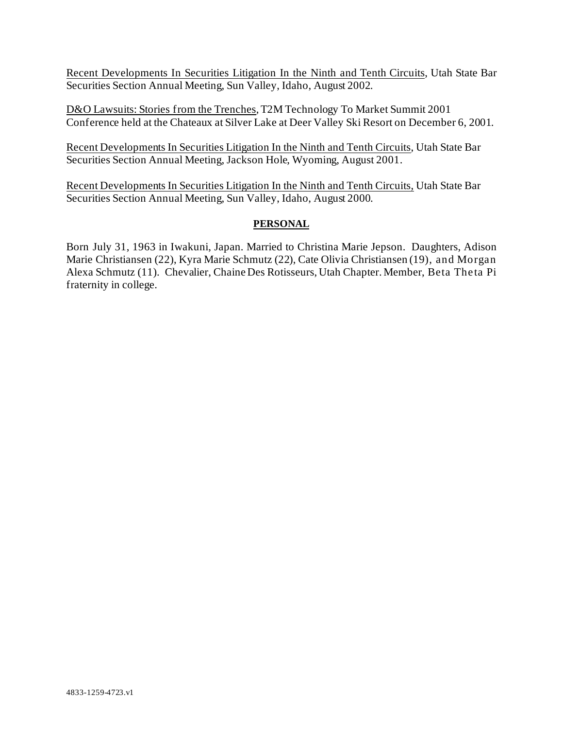<u>Recent Developments In Securities Litigation In the Ninth and Tenth Circuits</u>, Utah State Bar Securities Section Annual Meeting, Sun Valley, Idaho, August 2002.

<u>D&O Lawsuits: Stories from the Trenches</u>, T2M Technology To Market Summit 2001 Conference held at the Chateaux at Silver Lake at Deer Valley Ski Resort on December 6, 2001.

<u>Recent Developments In Securities Litigation In the Ninth and Tenth Circuits</u>, Utah State Bar Securities Section Annual Meeting, Jackson Hole, Wyoming, August 2001.

<u>Recent Developments In Securities Litigation In the Ninth and Tenth Circuits,</u> Utah State Bar Securities Section Annual Meeting, Sun Valley, Idaho, August 2000.

## PERSONAL

Born July 31, 1963 in Iwakuni, Japan. Married to Christina Marie Jepson. Daughters, Adison Marie Christiansen (22), Kyra Marie Schmutz (22), Cate Olivia Christiansen (19), and Morgan Alexa Schmutz (11). Chevalier, Chaine Des Rotisseurs, Utah Chapter. Member, Beta Theta Pi fraternity in college.